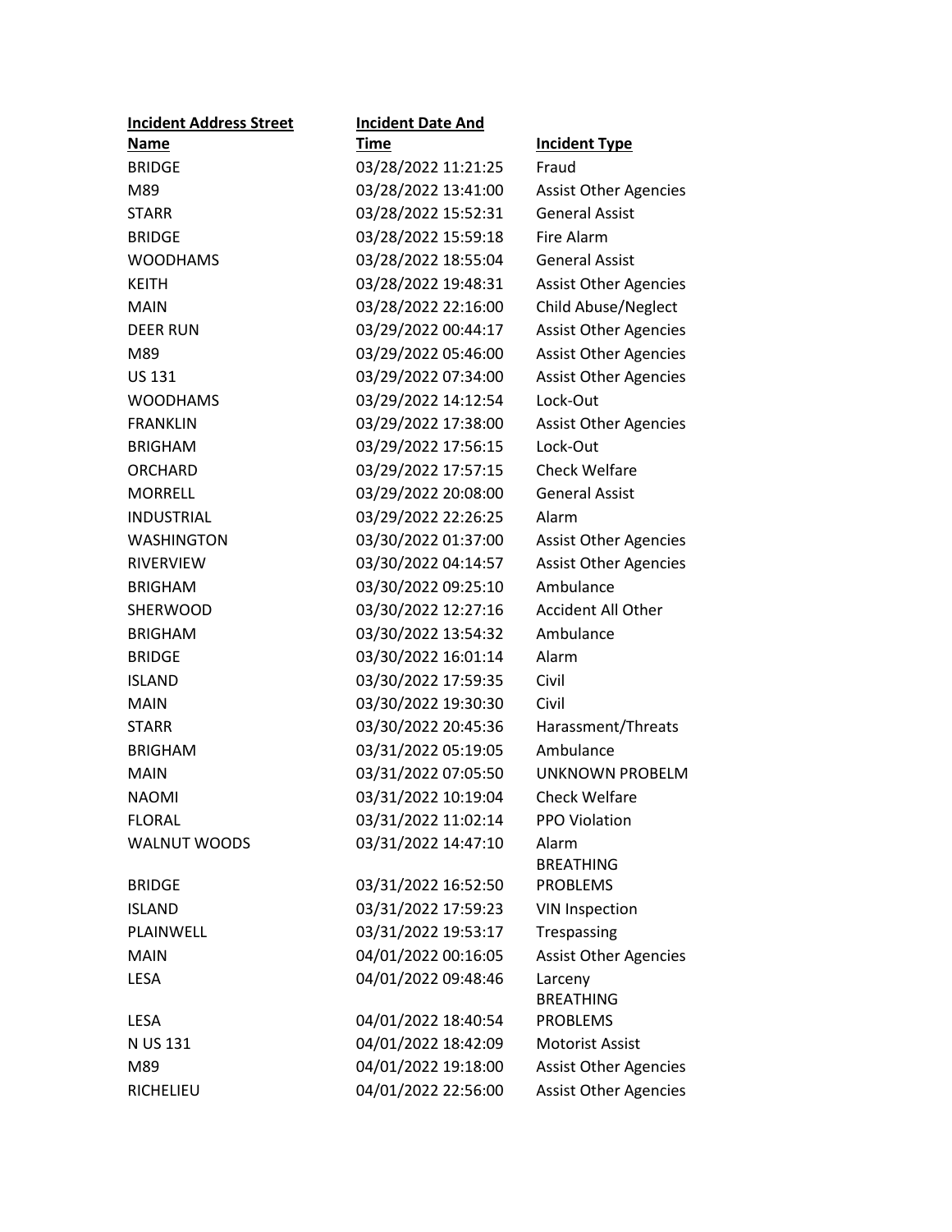| Incident Address Street Name | Incident Date And Time | Incident Type |
|---|---|---|
| BRIDGE | 03/28/2022 11:21:25 | Fraud |
| M89 | 03/28/2022 13:41:00 | Assist Other Agencies |
| STARR | 03/28/2022 15:52:31 | General Assist |
| BRIDGE | 03/28/2022 15:59:18 | Fire Alarm |
| WOODHAMS | 03/28/2022 18:55:04 | General Assist |
| KEITH | 03/28/2022 19:48:31 | Assist Other Agencies |
| MAIN | 03/28/2022 22:16:00 | Child Abuse/Neglect |
| DEER RUN | 03/29/2022 00:44:17 | Assist Other Agencies |
| M89 | 03/29/2022 05:46:00 | Assist Other Agencies |
| US 131 | 03/29/2022 07:34:00 | Assist Other Agencies |
| WOODHAMS | 03/29/2022 14:12:54 | Lock-Out |
| FRANKLIN | 03/29/2022 17:38:00 | Assist Other Agencies |
| BRIGHAM | 03/29/2022 17:56:15 | Lock-Out |
| ORCHARD | 03/29/2022 17:57:15 | Check Welfare |
| MORRELL | 03/29/2022 20:08:00 | General Assist |
| INDUSTRIAL | 03/29/2022 22:26:25 | Alarm |
| WASHINGTON | 03/30/2022 01:37:00 | Assist Other Agencies |
| RIVERVIEW | 03/30/2022 04:14:57 | Assist Other Agencies |
| BRIGHAM | 03/30/2022 09:25:10 | Ambulance |
| SHERWOOD | 03/30/2022 12:27:16 | Accident All Other |
| BRIGHAM | 03/30/2022 13:54:32 | Ambulance |
| BRIDGE | 03/30/2022 16:01:14 | Alarm |
| ISLAND | 03/30/2022 17:59:35 | Civil |
| MAIN | 03/30/2022 19:30:30 | Civil |
| STARR | 03/30/2022 20:45:36 | Harassment/Threats |
| BRIGHAM | 03/31/2022 05:19:05 | Ambulance |
| MAIN | 03/31/2022 07:05:50 | UNKNOWN PROBELM |
| NAOMI | 03/31/2022 10:19:04 | Check Welfare |
| FLORAL | 03/31/2022 11:02:14 | PPO Violation |
| WALNUT WOODS | 03/31/2022 14:47:10 | Alarm |
| BRIDGE | 03/31/2022 16:52:50 | BREATHING PROBLEMS |
| ISLAND | 03/31/2022 17:59:23 | VIN Inspection |
| PLAINWELL | 03/31/2022 19:53:17 | Trespassing |
| MAIN | 04/01/2022 00:16:05 | Assist Other Agencies |
| LESA | 04/01/2022 09:48:46 | Larceny |
| LESA | 04/01/2022 18:40:54 | BREATHING PROBLEMS |
| N US 131 | 04/01/2022 18:42:09 | Motorist Assist |
| M89 | 04/01/2022 19:18:00 | Assist Other Agencies |
| RICHELIEU | 04/01/2022 22:56:00 | Assist Other Agencies |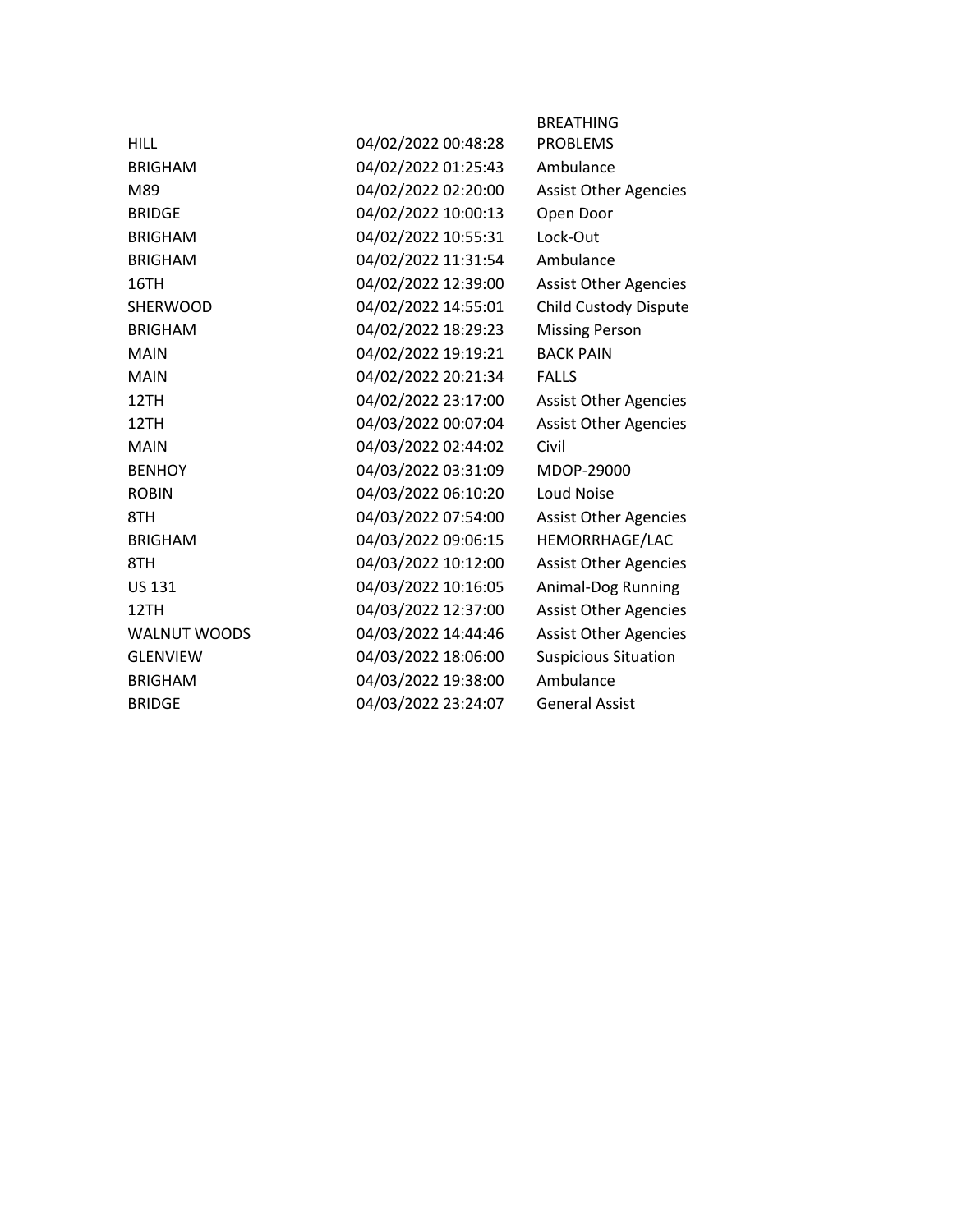| | | |
|---|---|---|
| HILL | 04/02/2022 00:48:28 | BREATHING PROBLEMS |
| BRIGHAM | 04/02/2022 01:25:43 | Ambulance |
| M89 | 04/02/2022 02:20:00 | Assist Other Agencies |
| BRIDGE | 04/02/2022 10:00:13 | Open Door |
| BRIGHAM | 04/02/2022 10:55:31 | Lock-Out |
| BRIGHAM | 04/02/2022 11:31:54 | Ambulance |
| 16TH | 04/02/2022 12:39:00 | Assist Other Agencies |
| SHERWOOD | 04/02/2022 14:55:01 | Child Custody Dispute |
| BRIGHAM | 04/02/2022 18:29:23 | Missing Person |
| MAIN | 04/02/2022 19:19:21 | BACK PAIN |
| MAIN | 04/02/2022 20:21:34 | FALLS |
| 12TH | 04/02/2022 23:17:00 | Assist Other Agencies |
| 12TH | 04/03/2022 00:07:04 | Assist Other Agencies |
| MAIN | 04/03/2022 02:44:02 | Civil |
| BENHOY | 04/03/2022 03:31:09 | MDOP-29000 |
| ROBIN | 04/03/2022 06:10:20 | Loud Noise |
| 8TH | 04/03/2022 07:54:00 | Assist Other Agencies |
| BRIGHAM | 04/03/2022 09:06:15 | HEMORRHAGE/LAC |
| 8TH | 04/03/2022 10:12:00 | Assist Other Agencies |
| US 131 | 04/03/2022 10:16:05 | Animal-Dog Running |
| 12TH | 04/03/2022 12:37:00 | Assist Other Agencies |
| WALNUT WOODS | 04/03/2022 14:44:46 | Assist Other Agencies |
| GLENVIEW | 04/03/2022 18:06:00 | Suspicious Situation |
| BRIGHAM | 04/03/2022 19:38:00 | Ambulance |
| BRIDGE | 04/03/2022 23:24:07 | General Assist |